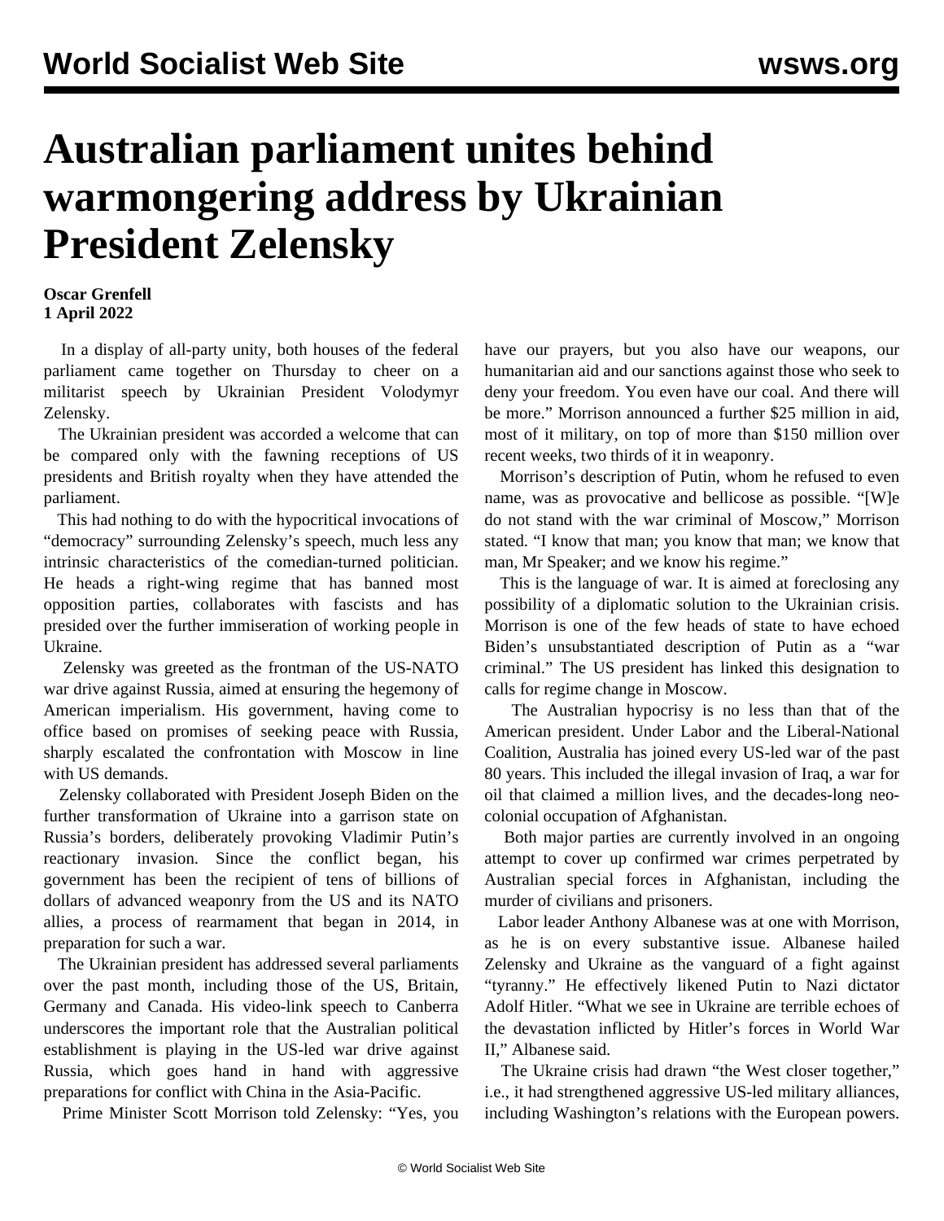# Australian parliament unites behind warmongering address by Ukrainian President Zelensky

**Oscar Grenfell**
**1 April 2022**

In a display of all-party unity, both houses of the federal parliament came together on Thursday to cheer on a militarist speech by Ukrainian President Volodymyr Zelensky.

The Ukrainian president was accorded a welcome that can be compared only with the fawning receptions of US presidents and British royalty when they have attended the parliament.

This had nothing to do with the hypocritical invocations of "democracy" surrounding Zelensky's speech, much less any intrinsic characteristics of the comedian-turned politician. He heads a right-wing regime that has banned most opposition parties, collaborates with fascists and has presided over the further immiseration of working people in Ukraine.

Zelensky was greeted as the frontman of the US-NATO war drive against Russia, aimed at ensuring the hegemony of American imperialism. His government, having come to office based on promises of seeking peace with Russia, sharply escalated the confrontation with Moscow in line with US demands.

Zelensky collaborated with President Joseph Biden on the further transformation of Ukraine into a garrison state on Russia's borders, deliberately provoking Vladimir Putin's reactionary invasion. Since the conflict began, his government has been the recipient of tens of billions of dollars of advanced weaponry from the US and its NATO allies, a process of rearmament that began in 2014, in preparation for such a war.

The Ukrainian president has addressed several parliaments over the past month, including those of the US, Britain, Germany and Canada. His video-link speech to Canberra underscores the important role that the Australian political establishment is playing in the US-led war drive against Russia, which goes hand in hand with aggressive preparations for conflict with China in the Asia-Pacific.

Prime Minister Scott Morrison told Zelensky: "Yes, you have our prayers, but you also have our weapons, our humanitarian aid and our sanctions against those who seek to deny your freedom. You even have our coal. And there will be more." Morrison announced a further $25 million in aid, most of it military, on top of more than $150 million over recent weeks, two thirds of it in weaponry.

Morrison's description of Putin, whom he refused to even name, was as provocative and bellicose as possible. "[W]e do not stand with the war criminal of Moscow," Morrison stated. "I know that man; you know that man; we know that man, Mr Speaker; and we know his regime."

This is the language of war. It is aimed at foreclosing any possibility of a diplomatic solution to the Ukrainian crisis. Morrison is one of the few heads of state to have echoed Biden's unsubstantiated description of Putin as a "war criminal." The US president has linked this designation to calls for regime change in Moscow.

The Australian hypocrisy is no less than that of the American president. Under Labor and the Liberal-National Coalition, Australia has joined every US-led war of the past 80 years. This included the illegal invasion of Iraq, a war for oil that claimed a million lives, and the decades-long neo-colonial occupation of Afghanistan.

Both major parties are currently involved in an ongoing attempt to cover up confirmed war crimes perpetrated by Australian special forces in Afghanistan, including the murder of civilians and prisoners.

Labor leader Anthony Albanese was at one with Morrison, as he is on every substantive issue. Albanese hailed Zelensky and Ukraine as the vanguard of a fight against "tyranny." He effectively likened Putin to Nazi dictator Adolf Hitler. "What we see in Ukraine are terrible echoes of the devastation inflicted by Hitler's forces in World War II," Albanese said.

The Ukraine crisis had drawn "the West closer together," i.e., it had strengthened aggressive US-led military alliances, including Washington's relations with the European powers.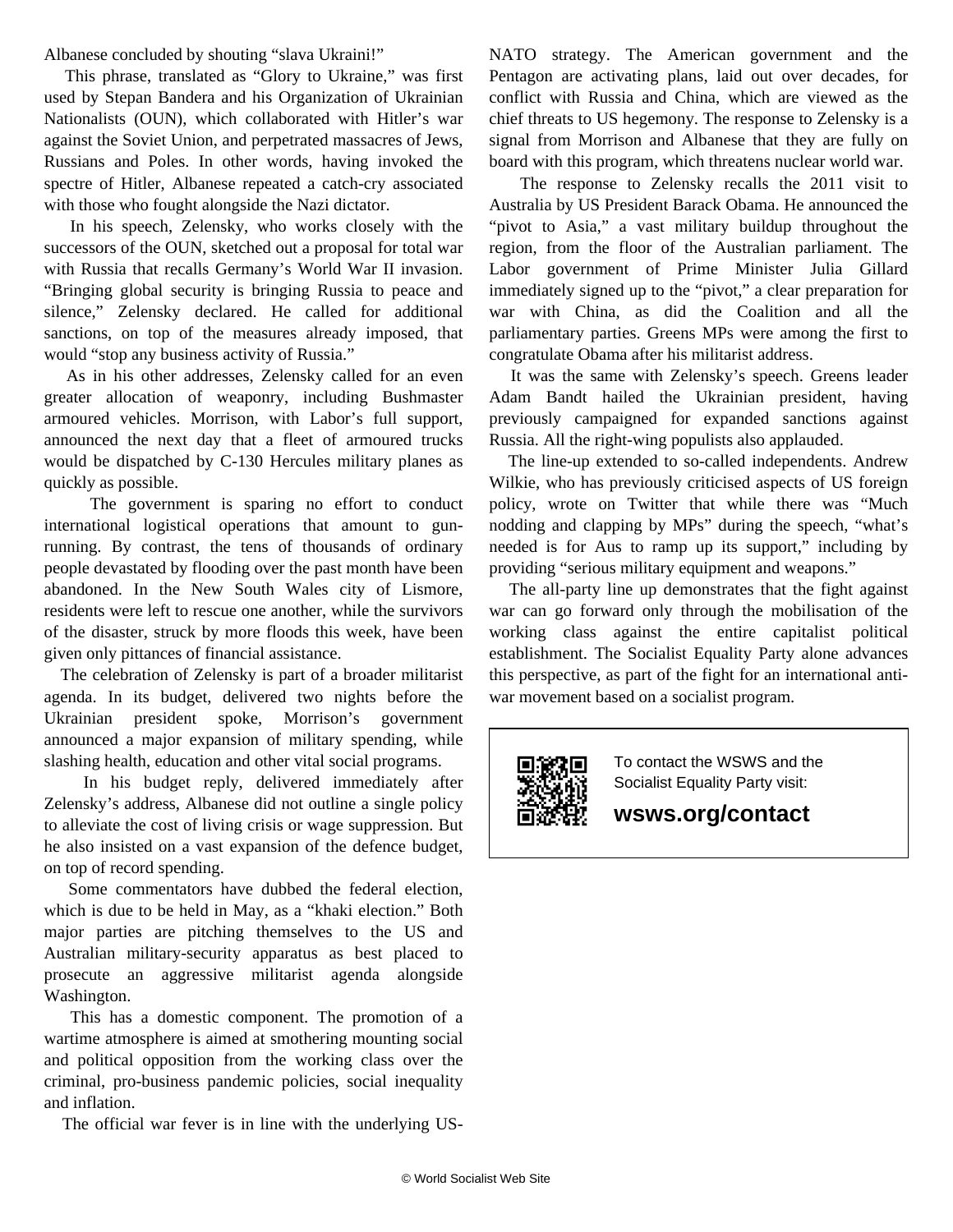Albanese concluded by shouting "slava Ukraini!"

This phrase, translated as "Glory to Ukraine," was first used by Stepan Bandera and his Organization of Ukrainian Nationalists (OUN), which collaborated with Hitler's war against the Soviet Union, and perpetrated massacres of Jews, Russians and Poles. In other words, having invoked the spectre of Hitler, Albanese repeated a catch-cry associated with those who fought alongside the Nazi dictator.

In his speech, Zelensky, who works closely with the successors of the OUN, sketched out a proposal for total war with Russia that recalls Germany's World War II invasion. "Bringing global security is bringing Russia to peace and silence," Zelensky declared. He called for additional sanctions, on top of the measures already imposed, that would "stop any business activity of Russia."

As in his other addresses, Zelensky called for an even greater allocation of weaponry, including Bushmaster armoured vehicles. Morrison, with Labor's full support, announced the next day that a fleet of armoured trucks would be dispatched by C-130 Hercules military planes as quickly as possible.

The government is sparing no effort to conduct international logistical operations that amount to gun-running. By contrast, the tens of thousands of ordinary people devastated by flooding over the past month have been abandoned. In the New South Wales city of Lismore, residents were left to rescue one another, while the survivors of the disaster, struck by more floods this week, have been given only pittances of financial assistance.

The celebration of Zelensky is part of a broader militarist agenda. In its budget, delivered two nights before the Ukrainian president spoke, Morrison's government announced a major expansion of military spending, while slashing health, education and other vital social programs.

In his budget reply, delivered immediately after Zelensky's address, Albanese did not outline a single policy to alleviate the cost of living crisis or wage suppression. But he also insisted on a vast expansion of the defence budget, on top of record spending.

Some commentators have dubbed the federal election, which is due to be held in May, as a "khaki election." Both major parties are pitching themselves to the US and Australian military-security apparatus as best placed to prosecute an aggressive militarist agenda alongside Washington.

This has a domestic component. The promotion of a wartime atmosphere is aimed at smothering mounting social and political opposition from the working class over the criminal, pro-business pandemic policies, social inequality and inflation.

The official war fever is in line with the underlying US-NATO strategy. The American government and the Pentagon are activating plans, laid out over decades, for conflict with Russia and China, which are viewed as the chief threats to US hegemony. The response to Zelensky is a signal from Morrison and Albanese that they are fully on board with this program, which threatens nuclear world war.

The response to Zelensky recalls the 2011 visit to Australia by US President Barack Obama. He announced the "pivot to Asia," a vast military buildup throughout the region, from the floor of the Australian parliament. The Labor government of Prime Minister Julia Gillard immediately signed up to the "pivot," a clear preparation for war with China, as did the Coalition and all the parliamentary parties. Greens MPs were among the first to congratulate Obama after his militarist address.

It was the same with Zelensky's speech. Greens leader Adam Bandt hailed the Ukrainian president, having previously campaigned for expanded sanctions against Russia. All the right-wing populists also applauded.

The line-up extended to so-called independents. Andrew Wilkie, who has previously criticised aspects of US foreign policy, wrote on Twitter that while there was "Much nodding and clapping by MPs" during the speech, "what's needed is for Aus to ramp up its support," including by providing "serious military equipment and weapons."

The all-party line up demonstrates that the fight against war can go forward only through the mobilisation of the working class against the entire capitalist political establishment. The Socialist Equality Party alone advances this perspective, as part of the fight for an international anti-war movement based on a socialist program.

To contact the WSWS and the Socialist Equality Party visit:

**wsws.org/contact**